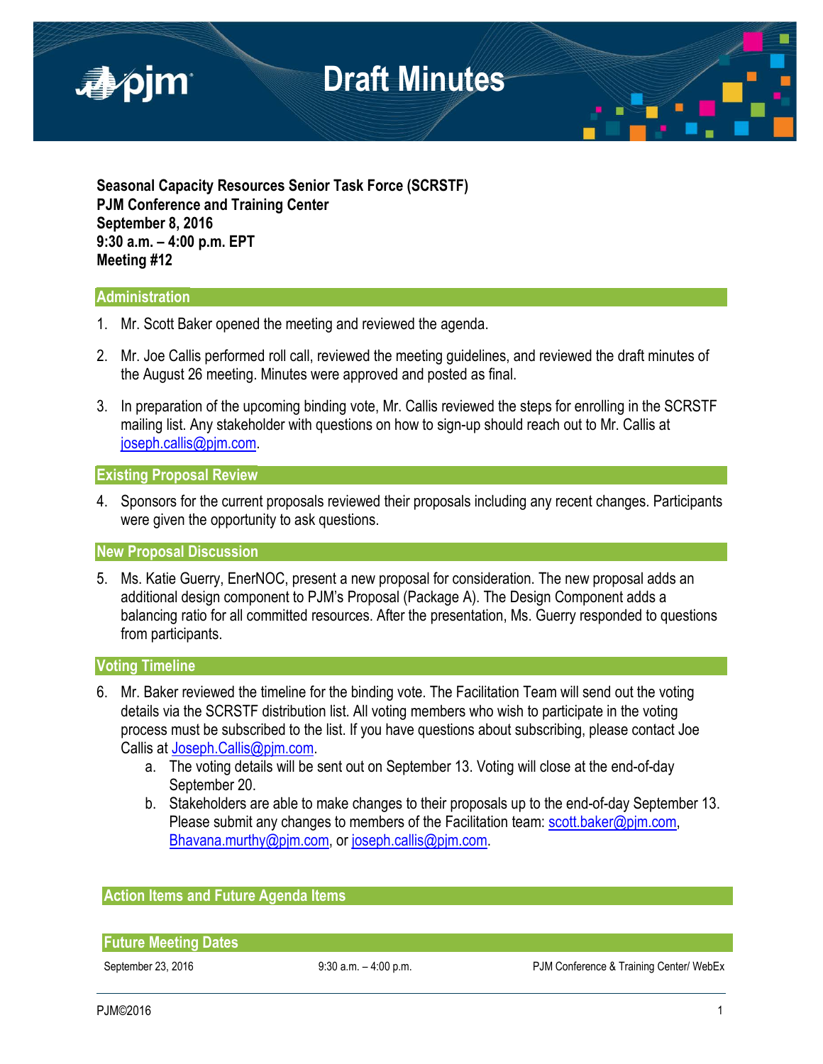# Draft Minutes

**Seasonal Capacity Resources Senior Task Force (SCRSTF)**
**PJM Conference and Training Center**
**September 8, 2016**
**9:30 a.m. – 4:00 p.m. EPT**
**Meeting #12**

## Administration

1. Mr. Scott Baker opened the meeting and reviewed the agenda.

2. Mr. Joe Callis performed roll call, reviewed the meeting guidelines, and reviewed the draft minutes of the August 26 meeting. Minutes were approved and posted as final.

3. In preparation of the upcoming binding vote, Mr. Callis reviewed the steps for enrolling in the SCRSTF mailing list. Any stakeholder with questions on how to sign-up should reach out to Mr. Callis at joseph.callis@pjm.com.

## Existing Proposal Review

4. Sponsors for the current proposals reviewed their proposals including any recent changes. Participants were given the opportunity to ask questions.

## New Proposal Discussion

5. Ms. Katie Guerry, EnerNOC, present a new proposal for consideration. The new proposal adds an additional design component to PJM's Proposal (Package A). The Design Component adds a balancing ratio for all committed resources. After the presentation, Ms. Guerry responded to questions from participants.

## Voting Timeline

6. Mr. Baker reviewed the timeline for the binding vote. The Facilitation Team will send out the voting details via the SCRSTF distribution list. All voting members who wish to participate in the voting process must be subscribed to the list. If you have questions about subscribing, please contact Joe Callis at Joseph.Callis@pjm.com.
   a. The voting details will be sent out on September 13. Voting will close at the end-of-day September 20.
   b. Stakeholders are able to make changes to their proposals up to the end-of-day September 13. Please submit any changes to members of the Facilitation team: scott.baker@pjm.com, Bhavana.murthy@pjm.com, or joseph.callis@pjm.com.

## Action Items and Future Agenda Items

## Future Meeting Dates

| September 23, 2016 | 9:30 a.m. – 4:00 p.m. | PJM Conference & Training Center/ WebEx |
|---|---|---|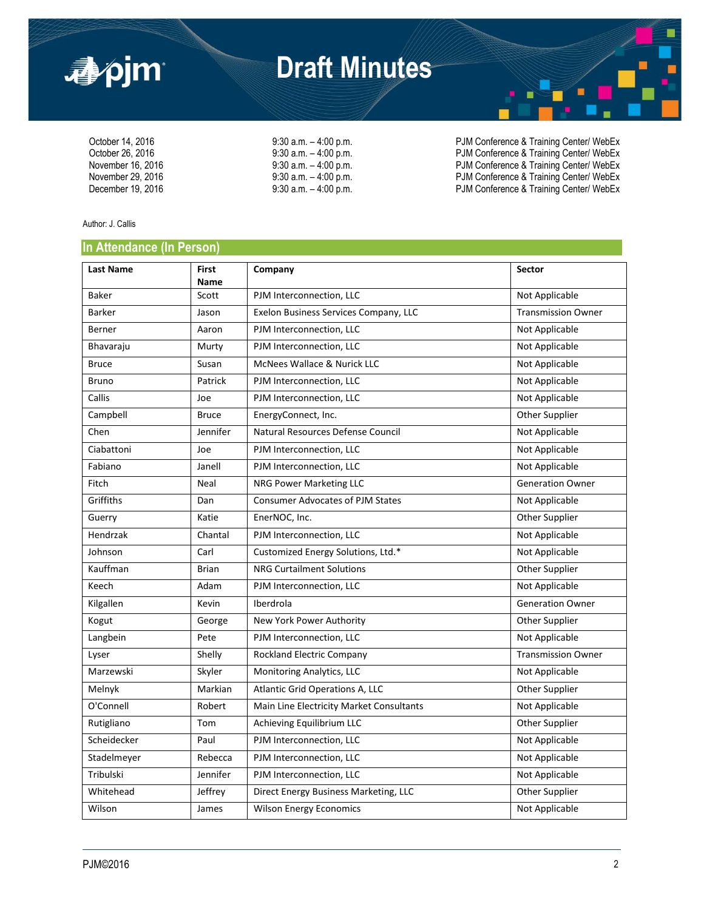# Draft Minutes

| | | |
|---|---|---|
| October 14, 2016 | 9:30 a.m. – 4:00 p.m. | PJM Conference & Training Center/ WebEx |
| October 26, 2016 | 9:30 a.m. – 4:00 p.m. | PJM Conference & Training Center/ WebEx |
| November 16, 2016 | 9:30 a.m. – 4:00 p.m. | PJM Conference & Training Center/ WebEx |
| November 29, 2016 | 9:30 a.m. – 4:00 p.m. | PJM Conference & Training Center/ WebEx |
| December 19, 2016 | 9:30 a.m. – 4:00 p.m. | PJM Conference & Training Center/ WebEx |

Author: J. Callis

## In Attendance (In Person)

| Last Name | First Name | Company | Sector |
|---|---|---|---|
| Baker | Scott | PJM Interconnection, LLC | Not Applicable |
| Barker | Jason | Exelon Business Services Company, LLC | Transmission Owner |
| Berner | Aaron | PJM Interconnection, LLC | Not Applicable |
| Bhavaraju | Murty | PJM Interconnection, LLC | Not Applicable |
| Bruce | Susan | McNees Wallace & Nurick LLC | Not Applicable |
| Bruno | Patrick | PJM Interconnection, LLC | Not Applicable |
| Callis | Joe | PJM Interconnection, LLC | Not Applicable |
| Campbell | Bruce | EnergyConnect, Inc. | Other Supplier |
| Chen | Jennifer | Natural Resources Defense Council | Not Applicable |
| Ciabattoni | Joe | PJM Interconnection, LLC | Not Applicable |
| Fabiano | Janell | PJM Interconnection, LLC | Not Applicable |
| Fitch | Neal | NRG Power Marketing LLC | Generation Owner |
| Griffiths | Dan | Consumer Advocates of PJM States | Not Applicable |
| Guerry | Katie | EnerNOC, Inc. | Other Supplier |
| Hendrzak | Chantal | PJM Interconnection, LLC | Not Applicable |
| Johnson | Carl | Customized Energy Solutions, Ltd.* | Not Applicable |
| Kauffman | Brian | NRG Curtailment Solutions | Other Supplier |
| Keech | Adam | PJM Interconnection, LLC | Not Applicable |
| Kilgallen | Kevin | Iberdrola | Generation Owner |
| Kogut | George | New York Power Authority | Other Supplier |
| Langbein | Pete | PJM Interconnection, LLC | Not Applicable |
| Lyser | Shelly | Rockland Electric Company | Transmission Owner |
| Marzewski | Skyler | Monitoring Analytics, LLC | Not Applicable |
| Melnyk | Markian | Atlantic Grid Operations A, LLC | Other Supplier |
| O'Connell | Robert | Main Line Electricity Market Consultants | Not Applicable |
| Rutigliano | Tom | Achieving Equilibrium LLC | Other Supplier |
| Scheidecker | Paul | PJM Interconnection, LLC | Not Applicable |
| Stadelmeyer | Rebecca | PJM Interconnection, LLC | Not Applicable |
| Tribulski | Jennifer | PJM Interconnection, LLC | Not Applicable |
| Whitehead | Jeffrey | Direct Energy Business Marketing, LLC | Other Supplier |
| Wilson | James | Wilson Energy Economics | Not Applicable |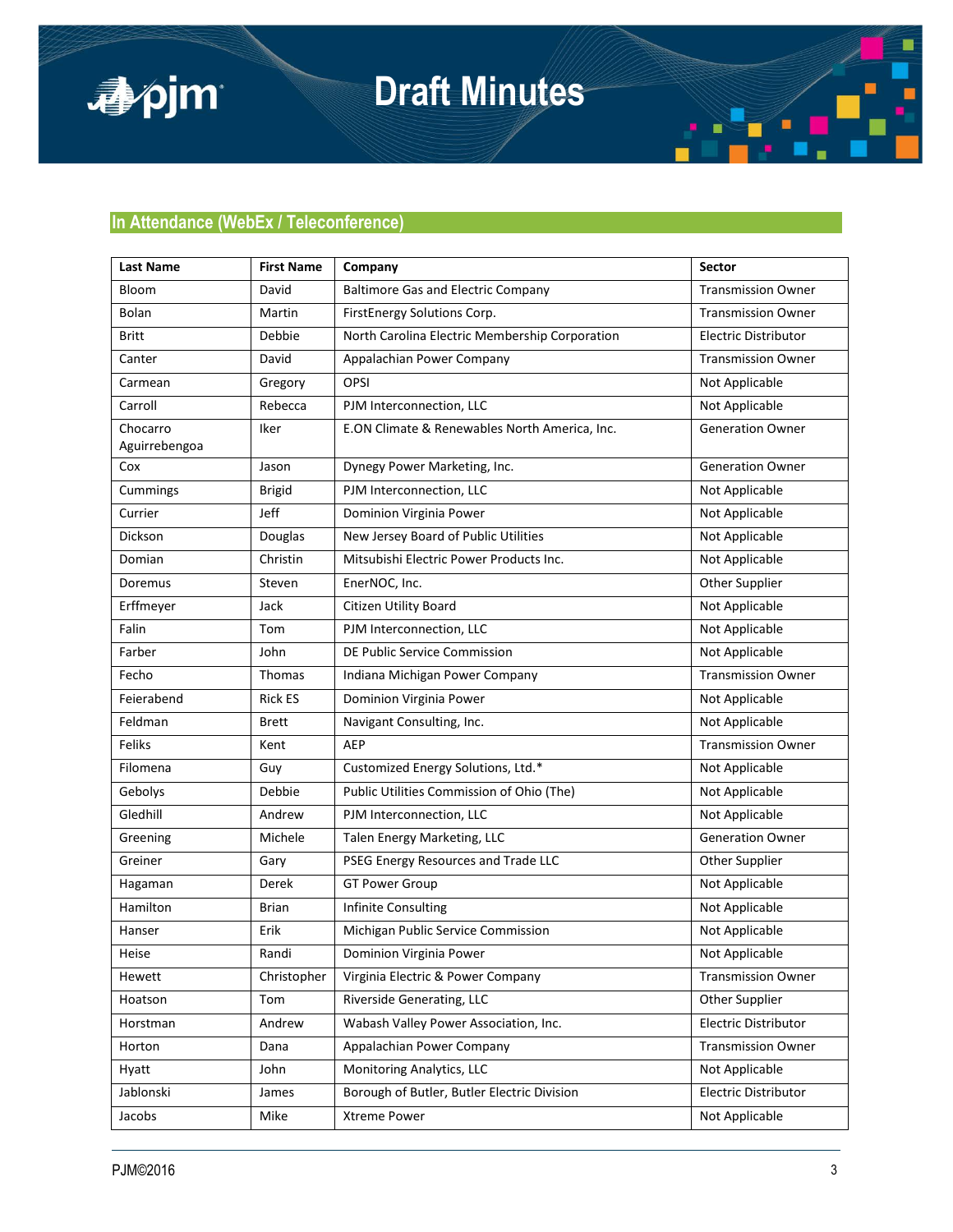## In Attendance (WebEx / Teleconference)

| Last Name | First Name | Company | Sector |
|---|---|---|---|
| Bloom | David | Baltimore Gas and Electric Company | Transmission Owner |
| Bolan | Martin | FirstEnergy Solutions Corp. | Transmission Owner |
| Britt | Debbie | North Carolina Electric Membership Corporation | Electric Distributor |
| Canter | David | Appalachian Power Company | Transmission Owner |
| Carmean | Gregory | OPSI | Not Applicable |
| Carroll | Rebecca | PJM Interconnection, LLC | Not Applicable |
| Chocarro Aguirrebengoa | Iker | E.ON Climate & Renewables North America, Inc. | Generation Owner |
| Cox | Jason | Dynegy Power Marketing, Inc. | Generation Owner |
| Cummings | Brigid | PJM Interconnection, LLC | Not Applicable |
| Currier | Jeff | Dominion Virginia Power | Not Applicable |
| Dickson | Douglas | New Jersey Board of Public Utilities | Not Applicable |
| Domian | Christin | Mitsubishi Electric Power Products Inc. | Not Applicable |
| Doremus | Steven | EnerNOC, Inc. | Other Supplier |
| Erffmeyer | Jack | Citizen Utility Board | Not Applicable |
| Falin | Tom | PJM Interconnection, LLC | Not Applicable |
| Farber | John | DE Public Service Commission | Not Applicable |
| Fecho | Thomas | Indiana Michigan Power Company | Transmission Owner |
| Feierabend | Rick ES | Dominion Virginia Power | Not Applicable |
| Feldman | Brett | Navigant Consulting, Inc. | Not Applicable |
| Feliks | Kent | AEP | Transmission Owner |
| Filomena | Guy | Customized Energy Solutions, Ltd.* | Not Applicable |
| Gebolys | Debbie | Public Utilities Commission of Ohio (The) | Not Applicable |
| Gledhill | Andrew | PJM Interconnection, LLC | Not Applicable |
| Greening | Michele | Talen Energy Marketing, LLC | Generation Owner |
| Greiner | Gary | PSEG Energy Resources and Trade LLC | Other Supplier |
| Hagaman | Derek | GT Power Group | Not Applicable |
| Hamilton | Brian | Infinite Consulting | Not Applicable |
| Hanser | Erik | Michigan Public Service Commission | Not Applicable |
| Heise | Randi | Dominion Virginia Power | Not Applicable |
| Hewett | Christopher | Virginia Electric & Power Company | Transmission Owner |
| Hoatson | Tom | Riverside Generating, LLC | Other Supplier |
| Horstman | Andrew | Wabash Valley Power Association, Inc. | Electric Distributor |
| Horton | Dana | Appalachian Power Company | Transmission Owner |
| Hyatt | John | Monitoring Analytics, LLC | Not Applicable |
| Jablonski | James | Borough of Butler, Butler Electric Division | Electric Distributor |
| Jacobs | Mike | Xtreme Power | Not Applicable |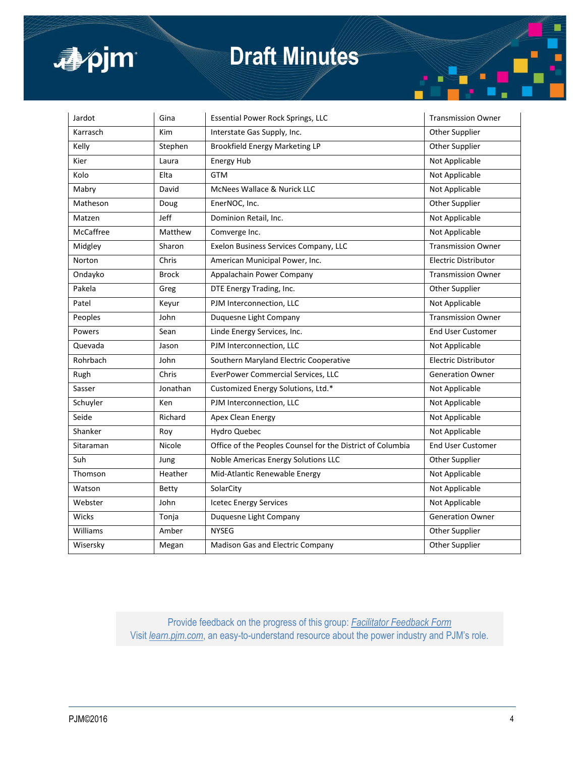| | | | |
|---|---|---|---|
| Jardot | Gina | Essential Power Rock Springs, LLC | Transmission Owner |
| Karrasch | Kim | Interstate Gas Supply, Inc. | Other Supplier |
| Kelly | Stephen | Brookfield Energy Marketing LP | Other Supplier |
| Kier | Laura | Energy Hub | Not Applicable |
| Kolo | Elta | GTM | Not Applicable |
| Mabry | David | McNees Wallace & Nurick LLC | Not Applicable |
| Matheson | Doug | EnerNOC, Inc. | Other Supplier |
| Matzen | Jeff | Dominion Retail, Inc. | Not Applicable |
| McCaffree | Matthew | Comverge Inc. | Not Applicable |
| Midgley | Sharon | Exelon Business Services Company, LLC | Transmission Owner |
| Norton | Chris | American Municipal Power, Inc. | Electric Distributor |
| Ondayko | Brock | Appalachain Power Company | Transmission Owner |
| Pakela | Greg | DTE Energy Trading, Inc. | Other Supplier |
| Patel | Keyur | PJM Interconnection, LLC | Not Applicable |
| Peoples | John | Duquesne Light Company | Transmission Owner |
| Powers | Sean | Linde Energy Services, Inc. | End User Customer |
| Quevada | Jason | PJM Interconnection, LLC | Not Applicable |
| Rohrbach | John | Southern Maryland Electric Cooperative | Electric Distributor |
| Rugh | Chris | EverPower Commercial Services, LLC | Generation Owner |
| Sasser | Jonathan | Customized Energy Solutions, Ltd.* | Not Applicable |
| Schuyler | Ken | PJM Interconnection, LLC | Not Applicable |
| Seide | Richard | Apex Clean Energy | Not Applicable |
| Shanker | Roy | Hydro Quebec | Not Applicable |
| Sitaraman | Nicole | Office of the Peoples Counsel for the District of Columbia | End User Customer |
| Suh | Jung | Noble Americas Energy Solutions LLC | Other Supplier |
| Thomson | Heather | Mid-Atlantic Renewable Energy | Not Applicable |
| Watson | Betty | SolarCity | Not Applicable |
| Webster | John | Icetec Energy Services | Not Applicable |
| Wicks | Tonja | Duquesne Light Company | Generation Owner |
| Williams | Amber | NYSEG | Other Supplier |
| Wisersky | Megan | Madison Gas and Electric Company | Other Supplier |

Provide feedback on the progress of this group: *Facilitator Feedback Form*
Visit *learn.pjm.com*, an easy-to-understand resource about the power industry and PJM's role.